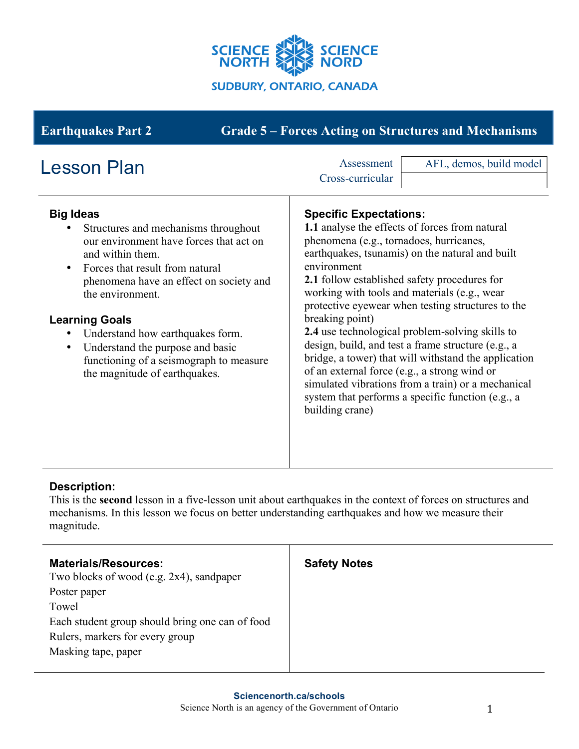SCIENCE NORTH SCIENCE NORD

SUDBURY, ONTARIO, CANADA

**Earthquakes Part 2** | **Grade 5 – Forces Acting on Structures and Mechanisms**

# Lesson Plan

| | |
|---|---|
| Assessment | AFL, demos, build model |
| Cross-curricular | |

## Big Ideas

- Structures and mechanisms throughout our environment have forces that act on and within them.
- Forces that result from natural phenomena have an effect on society and the environment.

## Learning Goals

- Understand how earthquakes form.
- Understand the purpose and basic functioning of a seismograph to measure the magnitude of earthquakes.

## Specific Expectations:

**1.1** analyse the effects of forces from natural phenomena (e.g., tornadoes, hurricanes, earthquakes, tsunamis) on the natural and built environment

**2.1** follow established safety procedures for working with tools and materials (e.g., wear protective eyewear when testing structures to the breaking point)

**2.4** use technological problem-solving skills to design, build, and test a frame structure (e.g., a bridge, a tower) that will withstand the application of an external force (e.g., a strong wind or simulated vibrations from a train) or a mechanical system that performs a specific function (e.g., a building crane)

## Description:

This is the **second** lesson in a five-lesson unit about earthquakes in the context of forces on structures and mechanisms. In this lesson we focus on better understanding earthquakes and how we measure their magnitude.

## Materials/Resources:

Two blocks of wood (e.g. 2x4), sandpaper

Poster paper

Towel

Each student group should bring one can of food

Rulers, markers for every group

Masking tape, paper

## Safety Notes

Sciencenorth.ca/schools

Science North is an agency of the Government of Ontario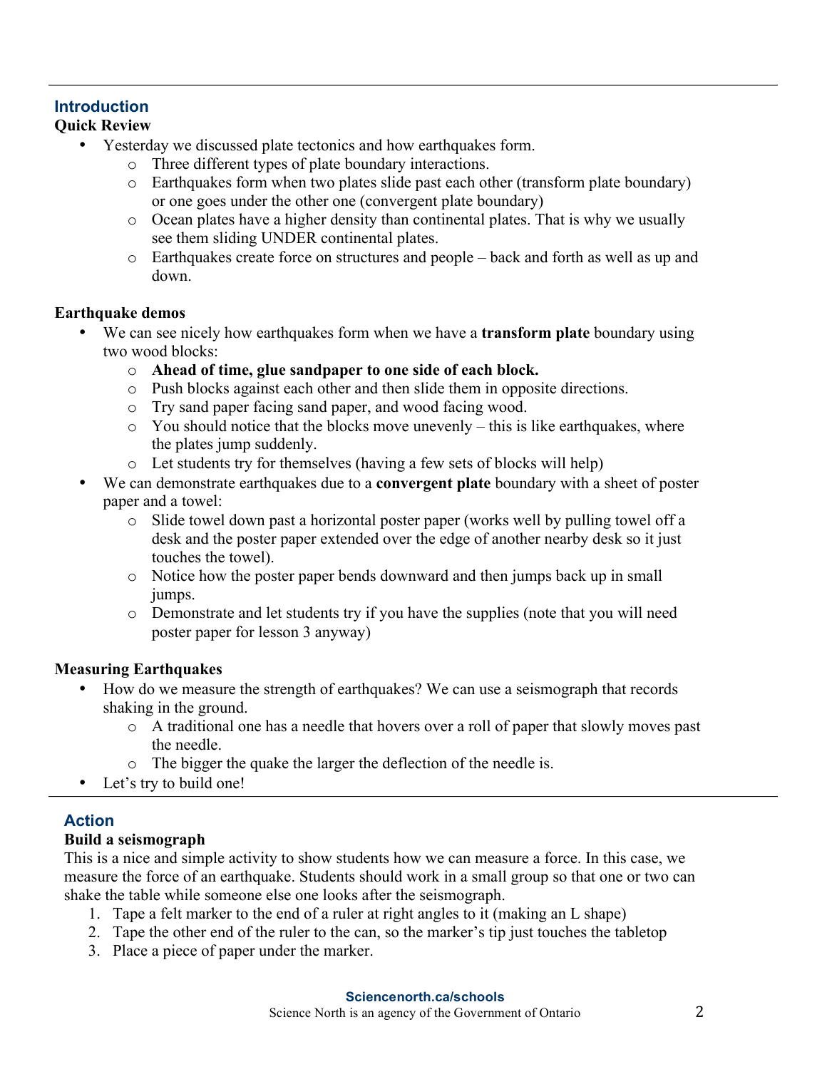## Introduction

**Quick Review**

- Yesterday we discussed plate tectonics and how earthquakes form.
  - Three different types of plate boundary interactions.
  - Earthquakes form when two plates slide past each other (transform plate boundary) or one goes under the other one (convergent plate boundary)
  - Ocean plates have a higher density than continental plates. That is why we usually see them sliding UNDER continental plates.
  - Earthquakes create force on structures and people – back and forth as well as up and down.

**Earthquake demos**

- We can see nicely how earthquakes form when we have a **transform plate** boundary using two wood blocks:
  - **Ahead of time, glue sandpaper to one side of each block.**
  - Push blocks against each other and then slide them in opposite directions.
  - Try sand paper facing sand paper, and wood facing wood.
  - You should notice that the blocks move unevenly – this is like earthquakes, where the plates jump suddenly.
  - Let students try for themselves (having a few sets of blocks will help)
- We can demonstrate earthquakes due to a **convergent plate** boundary with a sheet of poster paper and a towel:
  - Slide towel down past a horizontal poster paper (works well by pulling towel off a desk and the poster paper extended over the edge of another nearby desk so it just touches the towel).
  - Notice how the poster paper bends downward and then jumps back up in small jumps.
  - Demonstrate and let students try if you have the supplies (note that you will need poster paper for lesson 3 anyway)

**Measuring Earthquakes**

- How do we measure the strength of earthquakes? We can use a seismograph that records shaking in the ground.
  - A traditional one has a needle that hovers over a roll of paper that slowly moves past the needle.
  - The bigger the quake the larger the deflection of the needle is.
- Let's try to build one!

## Action

**Build a seismograph**

This is a nice and simple activity to show students how we can measure a force. In this case, we measure the force of an earthquake. Students should work in a small group so that one or two can shake the table while someone else one looks after the seismograph.

1. Tape a felt marker to the end of a ruler at right angles to it (making an L shape)
2. Tape the other end of the ruler to the can, so the marker's tip just touches the tabletop
3. Place a piece of paper under the marker.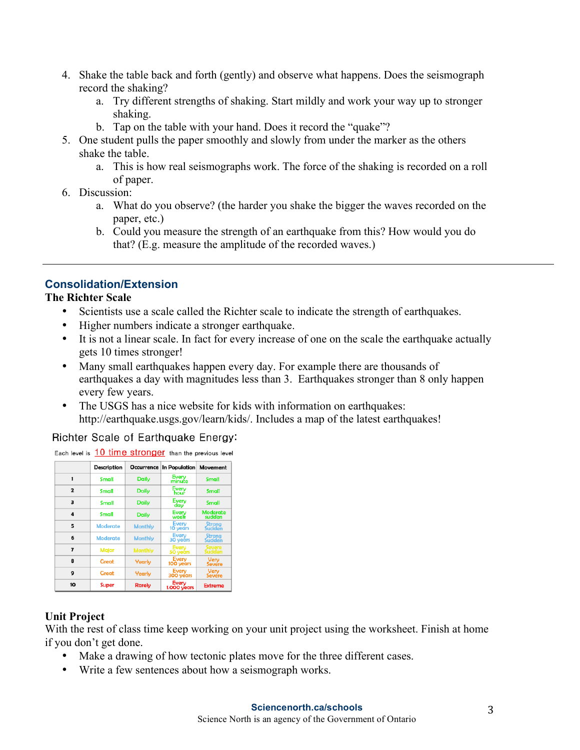4. Shake the table back and forth (gently) and observe what happens. Does the seismograph record the shaking?
    a. Try different strengths of shaking. Start mildly and work your way up to stronger shaking.
    b. Tap on the table with your hand. Does it record the "quake"?
5. One student pulls the paper smoothly and slowly from under the marker as the others shake the table.
    a. This is how real seismographs work. The force of the shaking is recorded on a roll of paper.
6. Discussion:
    a. What do you observe? (the harder you shake the bigger the waves recorded on the paper, etc.)
    b. Could you measure the strength of an earthquake from this? How would you do that? (E.g. measure the amplitude of the recorded waves.)

---

## Consolidation/Extension

**The Richter Scale**

- Scientists use a scale called the Richter scale to indicate the strength of earthquakes.
- Higher numbers indicate a stronger earthquake.
- It is not a linear scale. In fact for every increase of one on the scale the earthquake actually gets 10 times stronger!
- Many small earthquakes happen every day. For example there are thousands of earthquakes a day with magnitudes less than 3. Earthquakes stronger than 8 only happen every few years.
- The USGS has a nice website for kids with information on earthquakes: http://earthquake.usgs.gov/learn/kids/. Includes a map of the latest earthquakes!

Richter Scale of Earthquake Energy:

Each level is 10 time stronger than the previous level

| | Description | Occurrence | In Population | Movement |
|---|---|---|---|---|
| 1 | Small | Daily | Every minute | Small |
| 2 | Small | Daily | Every hour | Small |
| 3 | Small | Daily | Every day | Small |
| 4 | Small | Daily | Every week | Moderate sudden |
| 5 | Moderate | Monthly | Every 10 years | Strong Sudden |
| 6 | Moderate | Monthly | Every 30 years | Strong Sudden |
| 7 | Major | Monthly | Every 50 years | Severe Sudden |
| 8 | Great | Yearly | Every 100 years | Very Severe |
| 9 | Great | Yearly | Every 300 years | Very Severe |
| 10 | Super | Rarely | Every 1,000 years | Extreme |

**Unit Project**

With the rest of class time keep working on your unit project using the worksheet. Finish at home if you don't get done.

- Make a drawing of how tectonic plates move for the three different cases.
- Write a few sentences about how a seismograph works.